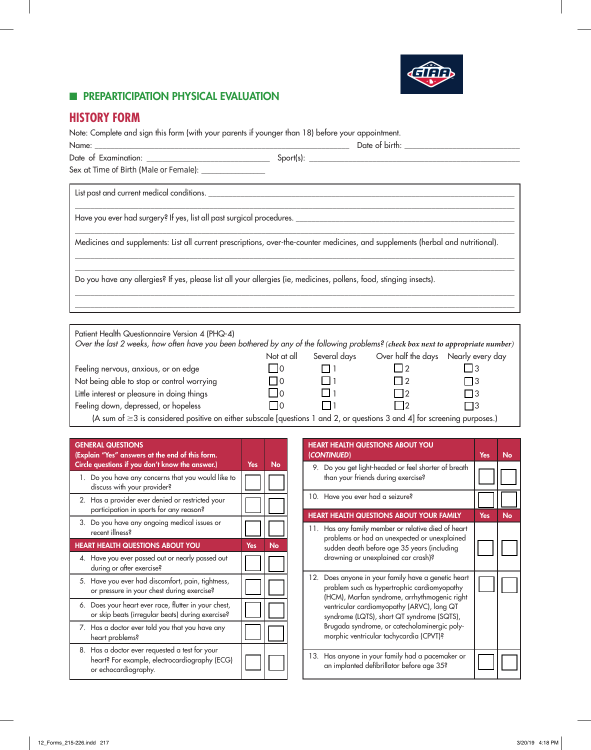## PREPARTICIPATION PHYSICAL EVALUATION

# HISTORY FORM

Note: Complete and sign this form (with your parents if younger than 18) before your appointment.

Name: ______________________________ Date of birth: ______________________________

Date of Examination: ______________________________ Sport(s): ______________________________

Sex at Time of Birth (Male or Female): ______________

List past and current medical conditions. ______________________________

______________________________

Have you ever had surgery? If yes, list all past surgical procedures. ______________________________

______________________________

Medicines and supplements: List all current prescriptions, over-the-counter medicines, and supplements (herbal and nutritional).

______________________________

______________________________

Do you have any allergies? If yes, please list all your allergies (ie, medicines, pollens, food, stinging insects).

______________________________

______________________________

Patient Health Questionnaire Version 4 (PHQ-4)

*Over the last 2 weeks, how often have you been bothered by any of the following problems?* (*check box next to appropriate number*)

| | Not at all | Several days | Over half the days | Nearly every day |
|---|---|---|---|---|
| Feeling nervous, anxious, or on edge | ☐ 0 | ☐ 1 | ☐ 2 | ☐ 3 |
| Not being able to stop or control worrying | ☐ 0 | ☐ 1 | ☐ 2 | ☐ 3 |
| Little interest or pleasure in doing things | ☐ 0 | ☐ 1 | ☐ 2 | ☐ 3 |
| Feeling down, depressed, or hopeless | ☐ 0 | ☐ 1 | ☐ 2 | ☐ 3 |

(A sum of ≥3 is considered positive on either subscale [questions 1 and 2, or questions 3 and 4] for screening purposes.)

| GENERAL QUESTIONS (Explain "Yes" answers at the end of this form. Circle questions if you don't know the answer.) | Yes | No |
|---|---|---|
| 1. Do you have any concerns that you would like to discuss with your provider? | ☐ | ☐ |
| 2. Has a provider ever denied or restricted your participation in sports for any reason? | ☐ | ☐ |
| 3. Do you have any ongoing medical issues or recent illness? | ☐ | ☐ |
| **HEART HEALTH QUESTIONS ABOUT YOU** | **Yes** | **No** |
| 4. Have you ever passed out or nearly passed out during or after exercise? | ☐ | ☐ |
| 5. Have you ever had discomfort, pain, tightness, or pressure in your chest during exercise? | ☐ | ☐ |
| 6. Does your heart ever race, flutter in your chest, or skip beats (irregular beats) during exercise? | ☐ | ☐ |
| 7. Has a doctor ever told you that you have any heart problems? | ☐ | ☐ |
| 8. Has a doctor ever requested a test for your heart? For example, electrocardiography (ECG) or echocardiography. | ☐ | ☐ |

| HEART HEALTH QUESTIONS ABOUT YOU (*CONTINUED*) | Yes | No |
|---|---|---|
| 9. Do you get light-headed or feel shorter of breath than your friends during exercise? | ☐ | ☐ |
| 10. Have you ever had a seizure? | ☐ | ☐ |
| **HEART HEALTH QUESTIONS ABOUT YOUR FAMILY** | **Yes** | **No** |
| 11. Has any family member or relative died of heart problems or had an unexpected or unexplained sudden death before age 35 years (including drowning or unexplained car crash)? | ☐ | ☐ |
| 12. Does anyone in your family have a genetic heart problem such as hypertrophic cardiomyopathy (HCM), Marfan syndrome, arrhythmogenic right ventricular cardiomyopathy (ARVC), long QT syndrome (LQTS), short QT syndrome (SQTS), Brugada syndrome, or catecholaminergic polymorphic ventricular tachycardia (CPVT)? | ☐ | ☐ |
| 13. Has anyone in your family had a pacemaker or an implanted defibrillator before age 35? | ☐ | ☐ |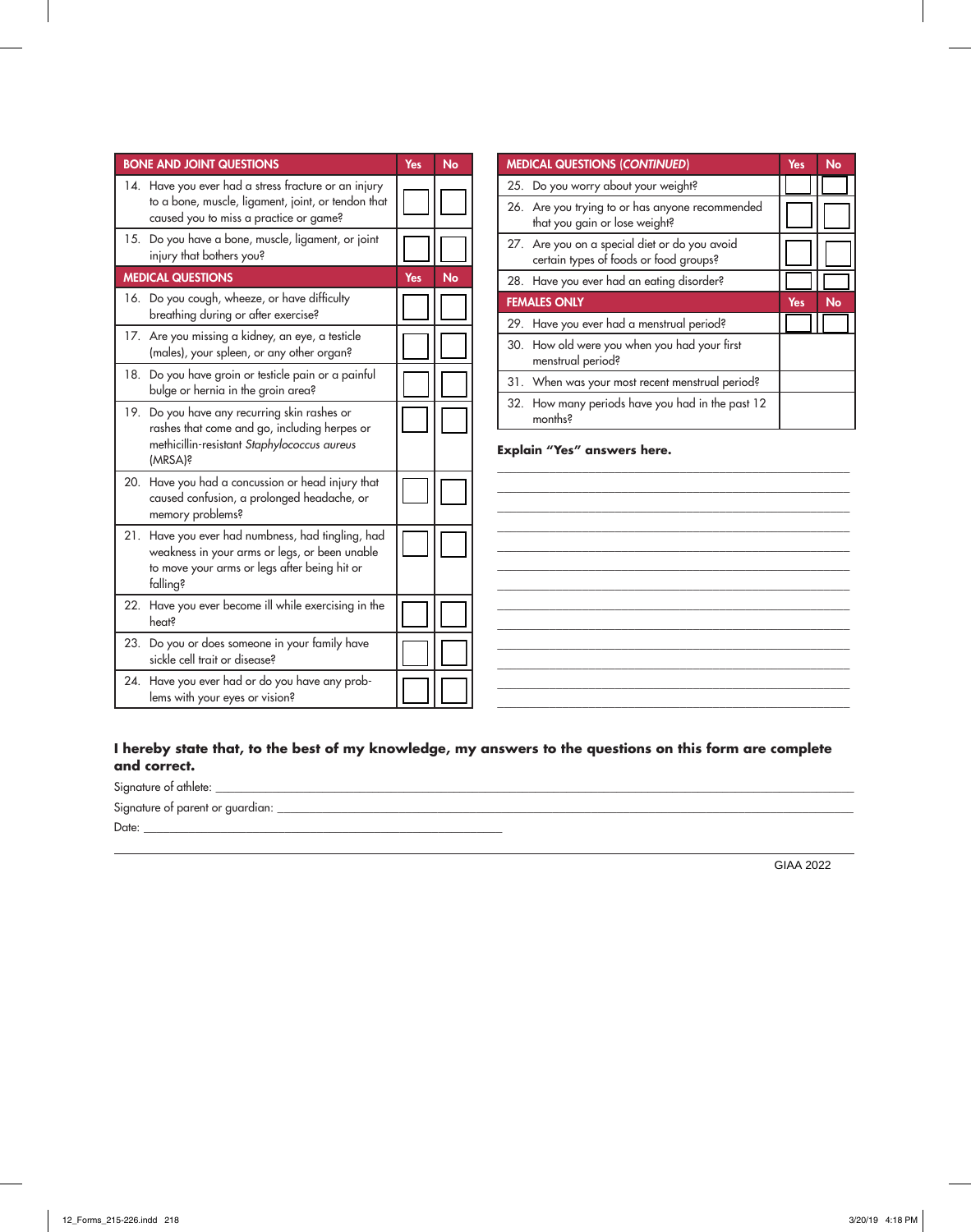| BONE AND JOINT QUESTIONS | Yes | No |
|---|---|---|
| 14. Have you ever had a stress fracture or an injury to a bone, muscle, ligament, joint, or tendon that caused you to miss a practice or game? | | |
| 15. Do you have a bone, muscle, ligament, or joint injury that bothers you? | | |
| **MEDICAL QUESTIONS** | **Yes** | **No** |
| 16. Do you cough, wheeze, or have difficulty breathing during or after exercise? | | |
| 17. Are you missing a kidney, an eye, a testicle (males), your spleen, or any other organ? | | |
| 18. Do you have groin or testicle pain or a painful bulge or hernia in the groin area? | | |
| 19. Do you have any recurring skin rashes or rashes that come and go, including herpes or methicillin-resistant *Staphylococcus aureus* (MRSA)? | | |
| 20. Have you had a concussion or head injury that caused confusion, a prolonged headache, or memory problems? | | |
| 21. Have you ever had numbness, had tingling, had weakness in your arms or legs, or been unable to move your arms or legs after being hit or falling? | | |
| 22. Have you ever become ill while exercising in the heat? | | |
| 23. Do you or does someone in your family have sickle cell trait or disease? | | |
| 24. Have you ever had or do you have any problems with your eyes or vision? | | |

| MEDICAL QUESTIONS (*CONTINUED*) | Yes | No |
|---|---|---|
| 25. Do you worry about your weight? | | |
| 26. Are you trying to or has anyone recommended that you gain or lose weight? | | |
| 27. Are you on a special diet or do you avoid certain types of foods or food groups? | | |
| 28. Have you ever had an eating disorder? | | |
| **FEMALES ONLY** | **Yes** | **No** |
| 29. Have you ever had a menstrual period? | | |
| 30. How old were you when you had your first menstrual period? | | |
| 31. When was your most recent menstrual period? | | |
| 32. How many periods have you had in the past 12 months? | | |

**Explain "Yes" answers here.**

______________________________________________

______________________________________________

______________________________________________

______________________________________________

______________________________________________

______________________________________________

______________________________________________

______________________________________________

______________________________________________

______________________________________________

______________________________________________

______________________________________________

**I hereby state that, to the best of my knowledge, my answers to the questions on this form are complete and correct.**

Signature of athlete: ______________________________________________

Signature of parent or guardian: ______________________________________________

Date: ______________________________________________

GIAA 2022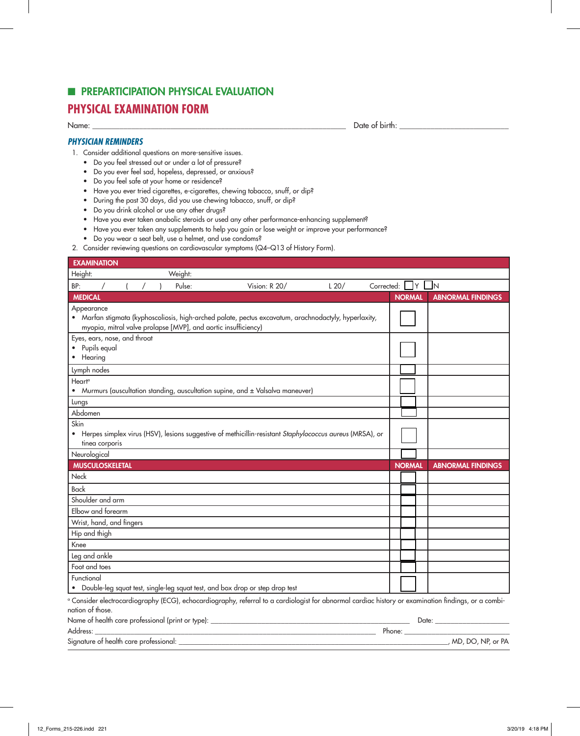## ■ PREPARTICIPATION PHYSICAL EVALUATION

# PHYSICAL EXAMINATION FORM

Name: ______________________________ Date of birth: ______________________________

### *PHYSICIAN REMINDERS*

1. Consider additional questions on more-sensitive issues.
   - Do you feel stressed out or under a lot of pressure?
   - Do you ever feel sad, hopeless, depressed, or anxious?
   - Do you feel safe at your home or residence?
   - Have you ever tried cigarettes, e-cigarettes, chewing tobacco, snuff, or dip?
   - During the past 30 days, did you use chewing tobacco, snuff, or dip?
   - Do you drink alcohol or use any other drugs?
   - Have you ever taken anabolic steroids or used any other performance-enhancing supplement?
   - Have you ever taken any supplements to help you gain or lose weight or improve your performance?
   - Do you wear a seat belt, use a helmet, and use condoms?
2. Consider reviewing questions on cardiovascular symptoms (Q4–Q13 of History Form).

| EXAMINATION | | |
|---|---|---|
| Height: Weight: | | |
| BP: / ( / ) Pulse: Vision: R 20/ L 20/ Corrected: ☐ Y ☐ N | | |
| **MEDICAL** | **NORMAL** | **ABNORMAL FINDINGS** |
| Appearance<br>• Marfan stigmata (kyphoscoliosis, high-arched palate, pectus excavatum, arachnodactyly, hyperlaxity, myopia, mitral valve prolapse [MVP], and aortic insufficiency) | ☐ | |
| Eyes, ears, nose, and throat<br>• Pupils equal<br>• Hearing | ☐ | |
| Lymph nodes | ☐ | |
| Heart[a]<br>• Murmurs (auscultation standing, auscultation supine, and ± Valsalva maneuver) | ☐ | |
| Lungs | ☐ | |
| Abdomen | ☐ | |
| Skin<br>• Herpes simplex virus (HSV), lesions suggestive of methicillin-resistant *Staphylococcus aureus* (MRSA), or tinea corporis | ☐ | |
| Neurological | ☐ | |
| **MUSCULOSKELETAL** | **NORMAL** | **ABNORMAL FINDINGS** |
| Neck | ☐ | |
| Back | ☐ | |
| Shoulder and arm | ☐ | |
| Elbow and forearm | ☐ | |
| Wrist, hand, and fingers | ☐ | |
| Hip and thigh | ☐ | |
| Knee | ☐ | |
| Leg and ankle | ☐ | |
| Foot and toes | ☐ | |
| Functional<br>• Double-leg squat test, single-leg squat test, and box drop or step drop test | ☐ | |

[a] Consider electrocardiography (ECG), echocardiography, referral to a cardiologist for abnormal cardiac history or examination findings, or a combination of those.

Name of health care professional (print or type): ______________________________ Date: ______________

Address: ______________________________ Phone: ______________

Signature of health care professional: ______________________________, MD, DO, NP, or PA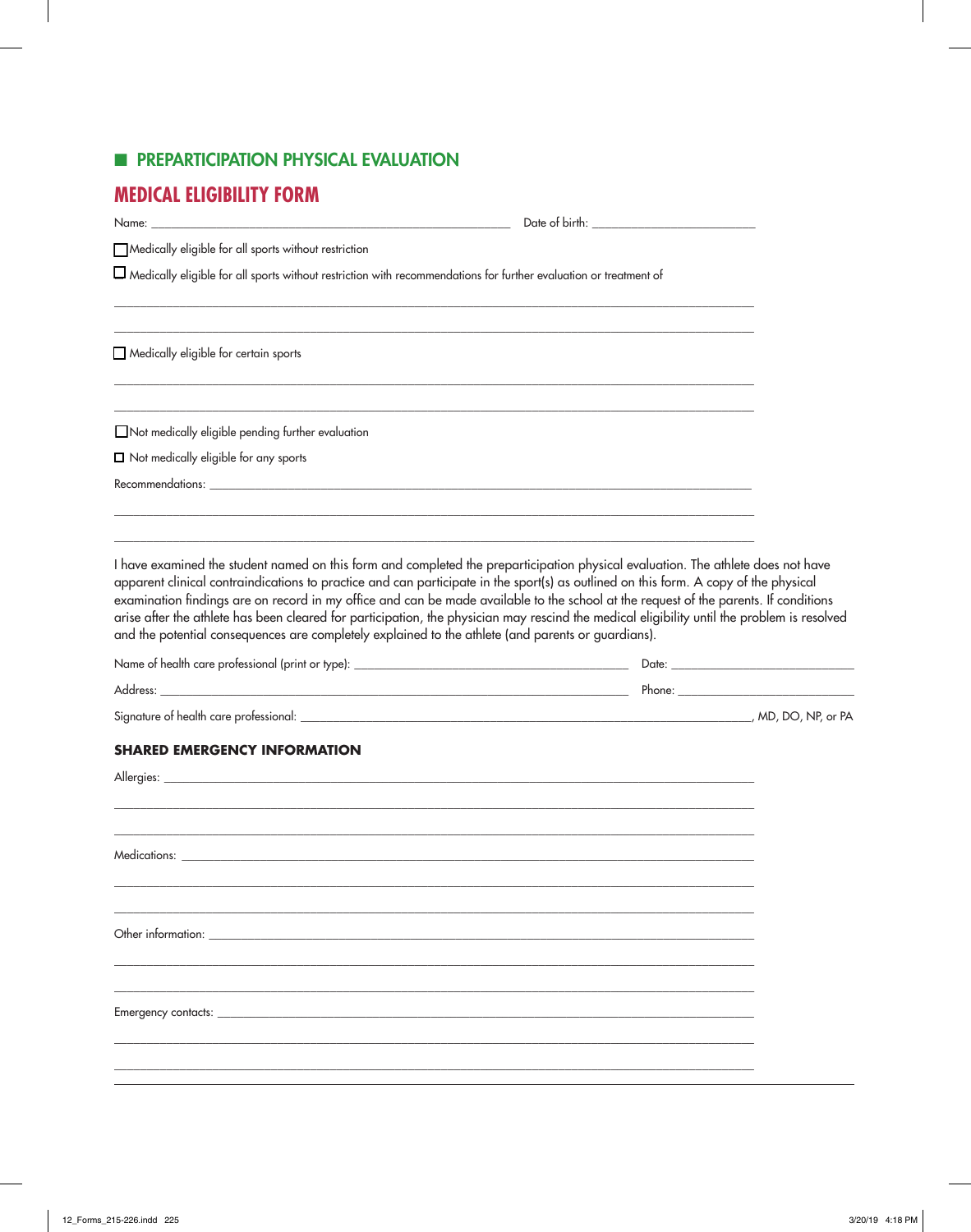## PREPARTICIPATION PHYSICAL EVALUATION

# MEDICAL ELIGIBILITY FORM

Name: ______________________________ Date of birth: ______________________

☐ Medically eligible for all sports without restriction

☐ Medically eligible for all sports without restriction with recommendations for further evaluation or treatment of

_______________________________________________________________________________

_______________________________________________________________________________

☐ Medically eligible for certain sports

_______________________________________________________________________________

_______________________________________________________________________________

☐ Not medically eligible pending further evaluation

☐ Not medically eligible for any sports

Recommendations: _______________________________________________________________

_______________________________________________________________________________

_______________________________________________________________________________

I have examined the student named on this form and completed the preparticipation physical evaluation. The athlete does not have apparent clinical contraindications to practice and can participate in the sport(s) as outlined on this form. A copy of the physical examination findings are on record in my office and can be made available to the school at the request of the parents. If conditions arise after the athlete has been cleared for participation, the physician may rescind the medical eligibility until the problem is resolved and the potential consequences are completely explained to the athlete (and parents or guardians).

Name of health care professional (print or type): ______________________________ Date: ______________________

Address: ______________________________________________ Phone: ______________________

Signature of health care professional: ______________________________________________, MD, DO, NP, or PA

### SHARED EMERGENCY INFORMATION

Allergies: _____________________________________________________________________

_______________________________________________________________________________

_______________________________________________________________________________

Medications: ___________________________________________________________________

_______________________________________________________________________________

_______________________________________________________________________________

Other information: ______________________________________________________________

_______________________________________________________________________________

_______________________________________________________________________________

Emergency contacts: _____________________________________________________________

_______________________________________________________________________________

_______________________________________________________________________________